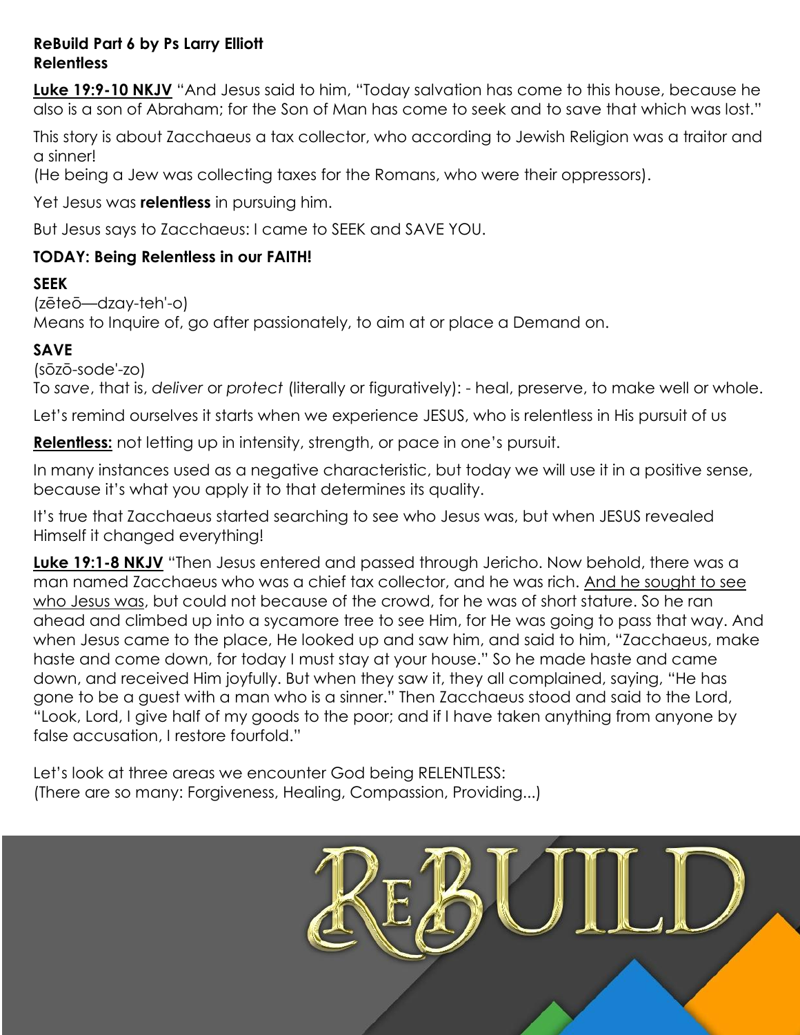**ReBuild Part 6 by Ps Larry Elliott**
**Relentless**

**Luke 19:9-10 NKJV** "And Jesus said to him, "Today salvation has come to this house, because he also is a son of Abraham; for the Son of Man has come to seek and to save that which was lost."

This story is about Zacchaeus a tax collector, who according to Jewish Religion was a traitor and a sinner!
(He being a Jew was collecting taxes for the Romans, who were their oppressors).

Yet Jesus was **relentless** in pursuing him.

But Jesus says to Zacchaeus: I came to SEEK and SAVE YOU.

**TODAY: Being Relentless in our FAITH!**

**SEEK**
(zēteō—dzay-teh'-o)
Means to Inquire of, go after passionately, to aim at or place a Demand on.

**SAVE**
(sōzō-sode'-zo)
To *save*, that is, *deliver* or *protect* (literally or figuratively): - heal, preserve, to make well or whole.

Let's remind ourselves it starts when we experience JESUS, who is relentless in His pursuit of us

**Relentless:** not letting up in intensity, strength, or pace in one's pursuit.

In many instances used as a negative characteristic, but today we will use it in a positive sense, because it's what you apply it to that determines its quality.

It's true that Zacchaeus started searching to see who Jesus was, but when JESUS revealed Himself it changed everything!

**Luke 19:1-8 NKJV** "Then Jesus entered and passed through Jericho. Now behold, there was a man named Zacchaeus who was a chief tax collector, and he was rich. And he sought to see who Jesus was, but could not because of the crowd, for he was of short stature. So he ran ahead and climbed up into a sycamore tree to see Him, for He was going to pass that way. And when Jesus came to the place, He looked up and saw him, and said to him, "Zacchaeus, make haste and come down, for today I must stay at your house." So he made haste and came down, and received Him joyfully. But when they saw it, they all complained, saying, "He has gone to be a guest with a man who is a sinner." Then Zacchaeus stood and said to the Lord, "Look, Lord, I give half of my goods to the poor; and if I have taken anything from anyone by false accusation, I restore fourfold."

Let's look at three areas we encounter God being RELENTLESS:
(There are so many: Forgiveness, Healing, Compassion, Providing...)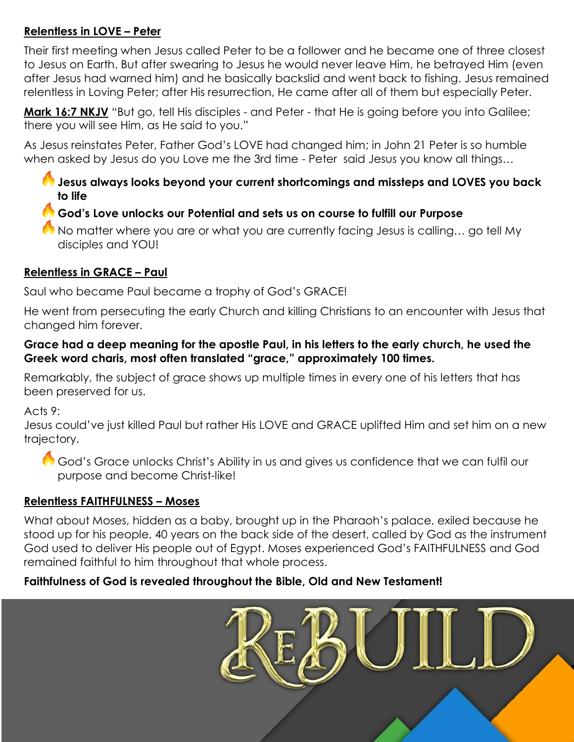**Relentless in LOVE – Peter**

Their first meeting when Jesus called Peter to be a follower and he became one of three closest to Jesus on Earth. But after swearing to Jesus he would never leave Him, he betrayed Him (even after Jesus had warned him) and he basically backslid and went back to fishing. Jesus remained relentless in Loving Peter; after His resurrection, He came after all of them but especially Peter.

**Mark 16:7 NKJV** "But go, tell His disciples - and Peter - that He is going before you into Galilee; there you will see Him, as He said to you."

As Jesus reinstates Peter, Father God's LOVE had changed him; in John 21 Peter is so humble when asked by Jesus do you Love me the 3rd time - Peter said Jesus you know all things…

- **Jesus always looks beyond your current shortcomings and missteps and LOVES you back to life**
- **God's Love unlocks our Potential and sets us on course to fulfill our Purpose**
- No matter where you are or what you are currently facing Jesus is calling… go tell My disciples and YOU!

**Relentless in GRACE – Paul**

Saul who became Paul became a trophy of God's GRACE!

He went from persecuting the early Church and killing Christians to an encounter with Jesus that changed him forever.

**Grace had a deep meaning for the apostle Paul, in his letters to the early church, he used the Greek word charis, most often translated "grace," approximately 100 times.**

Remarkably, the subject of grace shows up multiple times in every one of his letters that has been preserved for us.

Acts 9:
Jesus could've just killed Paul but rather His LOVE and GRACE uplifted Him and set him on a new trajectory.

- God's Grace unlocks Christ's Ability in us and gives us confidence that we can fulfil our purpose and become Christ-like!

**Relentless FAITHFULNESS – Moses**

What about Moses, hidden as a baby, brought up in the Pharaoh's palace, exiled because he stood up for his people, 40 years on the back side of the desert, called by God as the instrument God used to deliver His people out of Egypt. Moses experienced God's FAITHFULNESS and God remained faithful to him throughout that whole process.

**Faithfulness of God is revealed throughout the Bible, Old and New Testament!**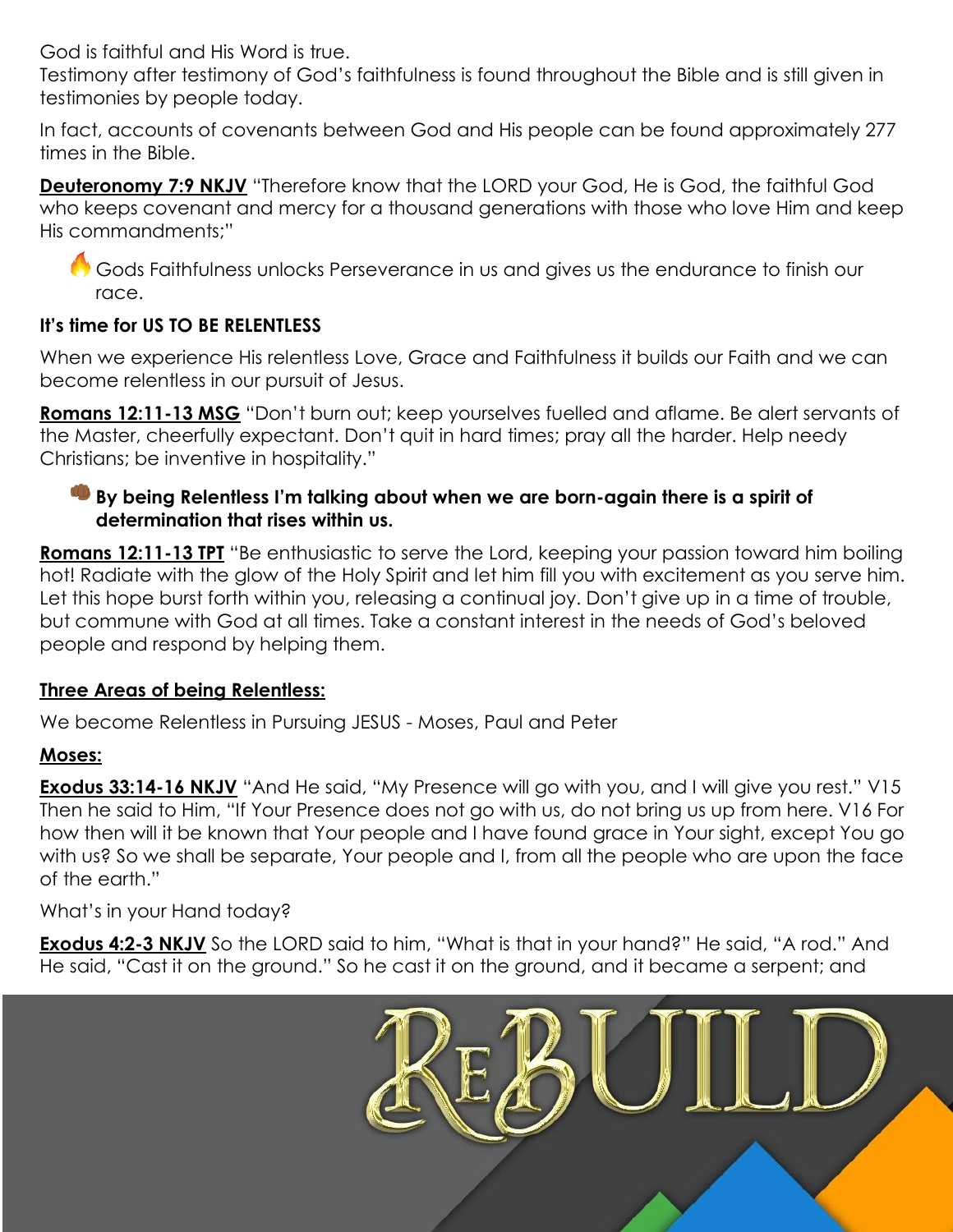God is faithful and His Word is true.
Testimony after testimony of God's faithfulness is found throughout the Bible and is still given in testimonies by people today.

In fact, accounts of covenants between God and His people can be found approximately 277 times in the Bible.

**Deuteronomy 7:9 NKJV** "Therefore know that the LORD your God, He is God, the faithful God who keeps covenant and mercy for a thousand generations with those who love Him and keep His commandments;"

- 🔥 Gods Faithfulness unlocks Perseverance in us and gives us the endurance to finish our race.

**It's time for US TO BE RELENTLESS**

When we experience His relentless Love, Grace and Faithfulness it builds our Faith and we can become relentless in our pursuit of Jesus.

**Romans 12:11-13 MSG** "Don't burn out; keep yourselves fuelled and aflame. Be alert servants of the Master, cheerfully expectant. Don't quit in hard times; pray all the harder. Help needy Christians; be inventive in hospitality."

- 👊 **By being Relentless I'm talking about when we are born-again there is a spirit of determination that rises within us.**

**Romans 12:11-13 TPT** "Be enthusiastic to serve the Lord, keeping your passion toward him boiling hot! Radiate with the glow of the Holy Spirit and let him fill you with excitement as you serve him. Let this hope burst forth within you, releasing a continual joy. Don't give up in a time of trouble, but commune with God at all times. Take a constant interest in the needs of God's beloved people and respond by helping them.

**Three Areas of being Relentless:**

We become Relentless in Pursuing JESUS - Moses, Paul and Peter

**Moses:**

**Exodus 33:14-16 NKJV** "And He said, "My Presence will go with you, and I will give you rest." V15 Then he said to Him, "If Your Presence does not go with us, do not bring us up from here. V16 For how then will it be known that Your people and I have found grace in Your sight, except You go with us? So we shall be separate, Your people and I, from all the people who are upon the face of the earth."

What's in your Hand today?

**Exodus 4:2-3 NKJV** So the LORD said to him, "What is that in your hand?" He said, "A rod." And He said, "Cast it on the ground." So he cast it on the ground, and it became a serpent; and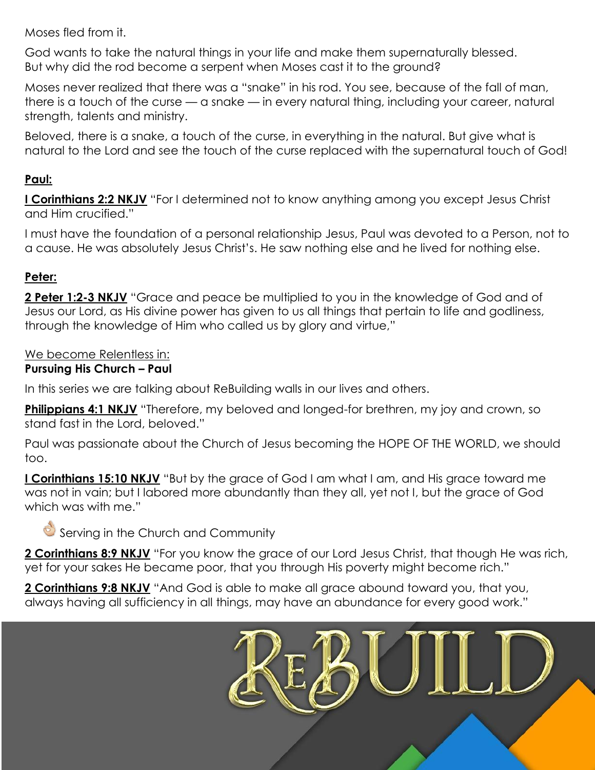Moses fled from it.

God wants to take the natural things in your life and make them supernaturally blessed. But why did the rod become a serpent when Moses cast it to the ground?

Moses never realized that there was a "snake" in his rod. You see, because of the fall of man, there is a touch of the curse — a snake — in every natural thing, including your career, natural strength, talents and ministry.

Beloved, there is a snake, a touch of the curse, in everything in the natural. But give what is natural to the Lord and see the touch of the curse replaced with the supernatural touch of God!

**Paul:**

**I Corinthians 2:2 NKJV** "For I determined not to know anything among you except Jesus Christ and Him crucified."

I must have the foundation of a personal relationship Jesus, Paul was devoted to a Person, not to a cause. He was absolutely Jesus Christ's. He saw nothing else and he lived for nothing else.

**Peter:**

**2 Peter 1:2-3 NKJV** "Grace and peace be multiplied to you in the knowledge of God and of Jesus our Lord, as His divine power has given to us all things that pertain to life and godliness, through the knowledge of Him who called us by glory and virtue,"

We become Relentless in:

**Pursuing His Church – Paul**

In this series we are talking about ReBuilding walls in our lives and others.

**Philippians 4:1 NKJV** "Therefore, my beloved and longed-for brethren, my joy and crown, so stand fast in the Lord, beloved."

Paul was passionate about the Church of Jesus becoming the HOPE OF THE WORLD, we should too.

**I Corinthians 15:10 NKJV** "But by the grace of God I am what I am, and His grace toward me was not in vain; but I labored more abundantly than they all, yet not I, but the grace of God which was with me."

👌 Serving in the Church and Community

**2 Corinthians 8:9 NKJV** "For you know the grace of our Lord Jesus Christ, that though He was rich, yet for your sakes He became poor, that you through His poverty might become rich."

**2 Corinthians 9:8 NKJV** "And God is able to make all grace abound toward you, that you, always having all sufficiency in all things, may have an abundance for every good work."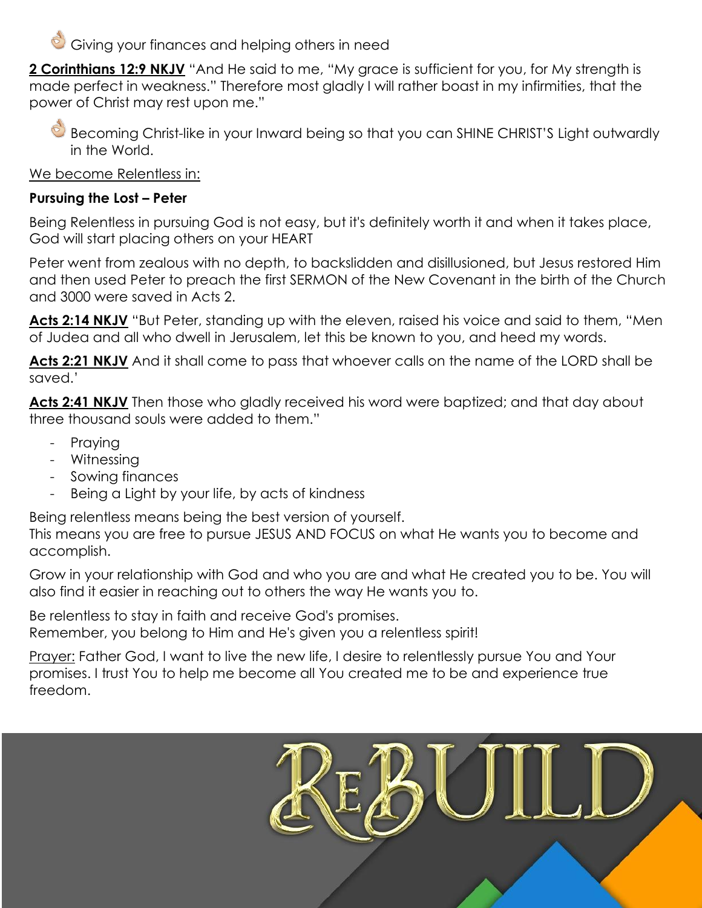👌 Giving your finances and helping others in need

**2 Corinthians 12:9 NKJV** "And He said to me, "My grace is sufficient for you, for My strength is made perfect in weakness." Therefore most gladly I will rather boast in my infirmities, that the power of Christ may rest upon me."

👌 Becoming Christ-like in your Inward being so that you can SHINE CHRIST'S Light outwardly in the World.

We become Relentless in:

**Pursuing the Lost – Peter**

Being Relentless in pursuing God is not easy, but it's definitely worth it and when it takes place, God will start placing others on your HEART

Peter went from zealous with no depth, to backslidden and disillusioned, but Jesus restored Him and then used Peter to preach the first SERMON of the New Covenant in the birth of the Church and 3000 were saved in Acts 2.

**Acts 2:14 NKJV** "But Peter, standing up with the eleven, raised his voice and said to them, "Men of Judea and all who dwell in Jerusalem, let this be known to you, and heed my words.

**Acts 2:21 NKJV** And it shall come to pass that whoever calls on the name of the LORD shall be saved.'

**Acts 2:41 NKJV** Then those who gladly received his word were baptized; and that day about three thousand souls were added to them."

- Praying
- Witnessing
- Sowing finances
- Being a Light by your life, by acts of kindness

Being relentless means being the best version of yourself.
This means you are free to pursue JESUS AND FOCUS on what He wants you to become and accomplish.

Grow in your relationship with God and who you are and what He created you to be. You will also find it easier in reaching out to others the way He wants you to.

Be relentless to stay in faith and receive God's promises.
Remember, you belong to Him and He's given you a relentless spirit!

Prayer: Father God, I want to live the new life, I desire to relentlessly pursue You and Your promises. I trust You to help me become all You created me to be and experience true freedom.

REBUILD